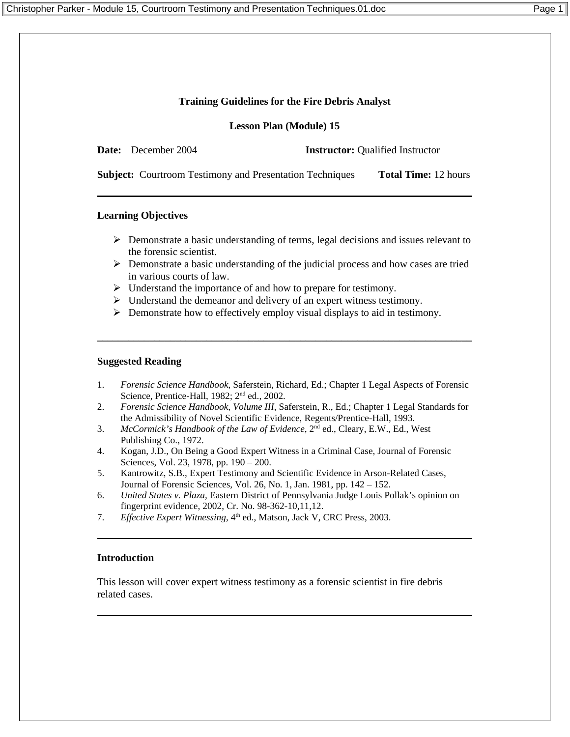# Training Guidelines for the Fire Debris Analyst

## Lesson Plan (Module) 15

**Date:** December 2004 **Instructor:** Qualified Instructor

**Subject:** Courtroom Testimony and Presentation Techniques **Total Time:** 12 hours

---

### Learning Objectives

- Demonstrate a basic understanding of terms, legal decisions and issues relevant to the forensic scientist.
- Demonstrate a basic understanding of the judicial process and how cases are tried in various courts of law.
- Understand the importance of and how to prepare for testimony.
- Understand the demeanor and delivery of an expert witness testimony.
- Demonstrate how to effectively employ visual displays to aid in testimony.

---

### Suggested Reading

1. *Forensic Science Handbook*, Saferstein, Richard, Ed.; Chapter 1 Legal Aspects of Forensic Science, Prentice-Hall, 1982; 2nd ed., 2002.
2. *Forensic Science Handbook, Volume III*, Saferstein, R., Ed.; Chapter 1 Legal Standards for the Admissibility of Novel Scientific Evidence, Regents/Prentice-Hall, 1993.
3. *McCormick's Handbook of the Law of Evidence*, 2nd ed., Cleary, E.W., Ed., West Publishing Co., 1972.
4. Kogan, J.D., On Being a Good Expert Witness in a Criminal Case, Journal of Forensic Sciences, Vol. 23, 1978, pp. 190 – 200.
5. Kantrowitz, S.B., Expert Testimony and Scientific Evidence in Arson-Related Cases, Journal of Forensic Sciences, Vol. 26, No. 1, Jan. 1981, pp. 142 – 152.
6. *United States v. Plaza,* Eastern District of Pennsylvania Judge Louis Pollak's opinion on fingerprint evidence, 2002, Cr. No. 98-362-10,11,12.
7. *Effective Expert Witnessing*, 4th ed., Matson, Jack V, CRC Press, 2003.

---

### Introduction

This lesson will cover expert witness testimony as a forensic scientist in fire debris related cases.

---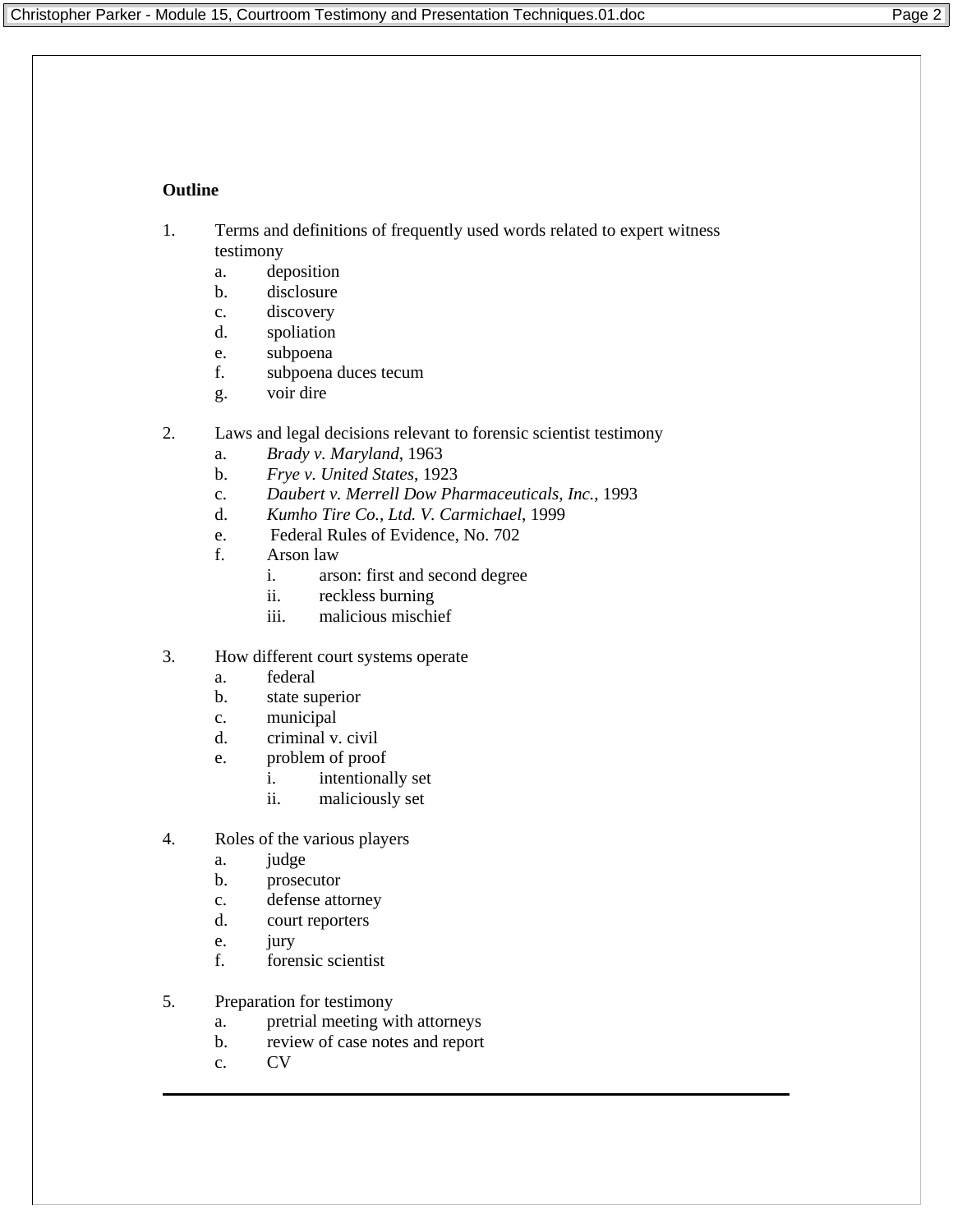**Outline**

1. Terms and definitions of frequently used words related to expert witness testimony
   a. deposition
   b. disclosure
   c. discovery
   d. spoliation
   e. subpoena
   f. subpoena duces tecum
   g. voir dire

2. Laws and legal decisions relevant to forensic scientist testimony
   a. *Brady v. Maryland*, 1963
   b. *Frye v. United States*, 1923
   c. *Daubert v. Merrell Dow Pharmaceuticals, Inc.*, 1993
   d. *Kumho Tire Co., Ltd. V. Carmichael*, 1999
   e. Federal Rules of Evidence, No. 702
   f. Arson law
      i. arson: first and second degree
      ii. reckless burning
      iii. malicious mischief

3. How different court systems operate
   a. federal
   b. state superior
   c. municipal
   d. criminal v. civil
   e. problem of proof
      i. intentionally set
      ii. maliciously set

4. Roles of the various players
   a. judge
   b. prosecutor
   c. defense attorney
   d. court reporters
   e. jury
   f. forensic scientist

5. Preparation for testimony
   a. pretrial meeting with attorneys
   b. review of case notes and report
   c. CV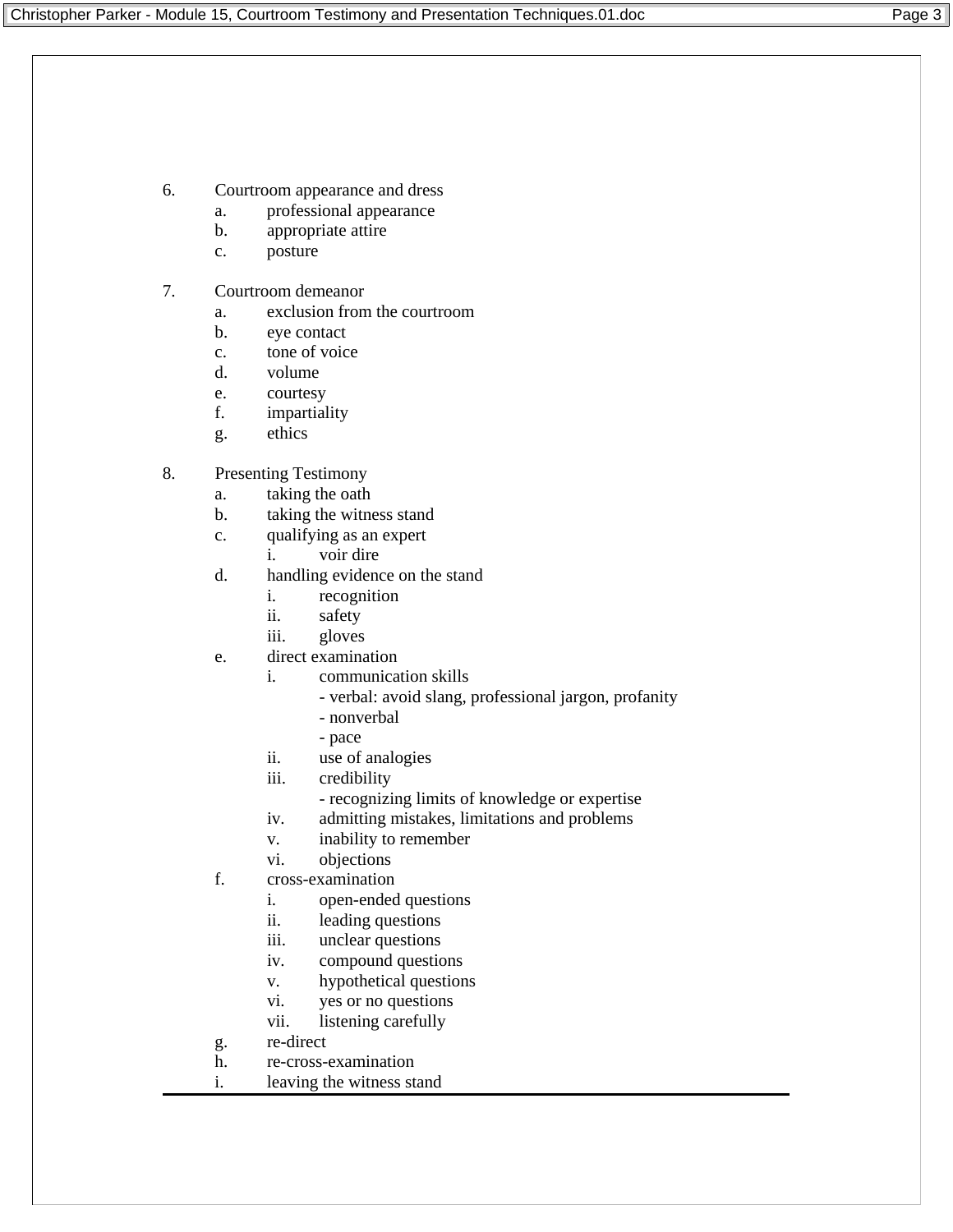6. Courtroom appearance and dress
    a. professional appearance
    b. appropriate attire
    c. posture

7. Courtroom demeanor
    a. exclusion from the courtroom
    b. eye contact
    c. tone of voice
    d. volume
    e. courtesy
    f. impartiality
    g. ethics

8. Presenting Testimony
    a. taking the oath
    b. taking the witness stand
    c. qualifying as an expert
        i. voir dire
    d. handling evidence on the stand
        i. recognition
        ii. safety
        iii. gloves
    e. direct examination
        i. communication skills
            - verbal: avoid slang, professional jargon, profanity
            - nonverbal
            - pace
        ii. use of analogies
        iii. credibility
            - recognizing limits of knowledge or expertise
        iv. admitting mistakes, limitations and problems
        v. inability to remember
        vi. objections
    f. cross-examination
        i. open-ended questions
        ii. leading questions
        iii. unclear questions
        iv. compound questions
        v. hypothetical questions
        vi. yes or no questions
        vii. listening carefully
    g. re-direct
    h. re-cross-examination
    i. leaving the witness stand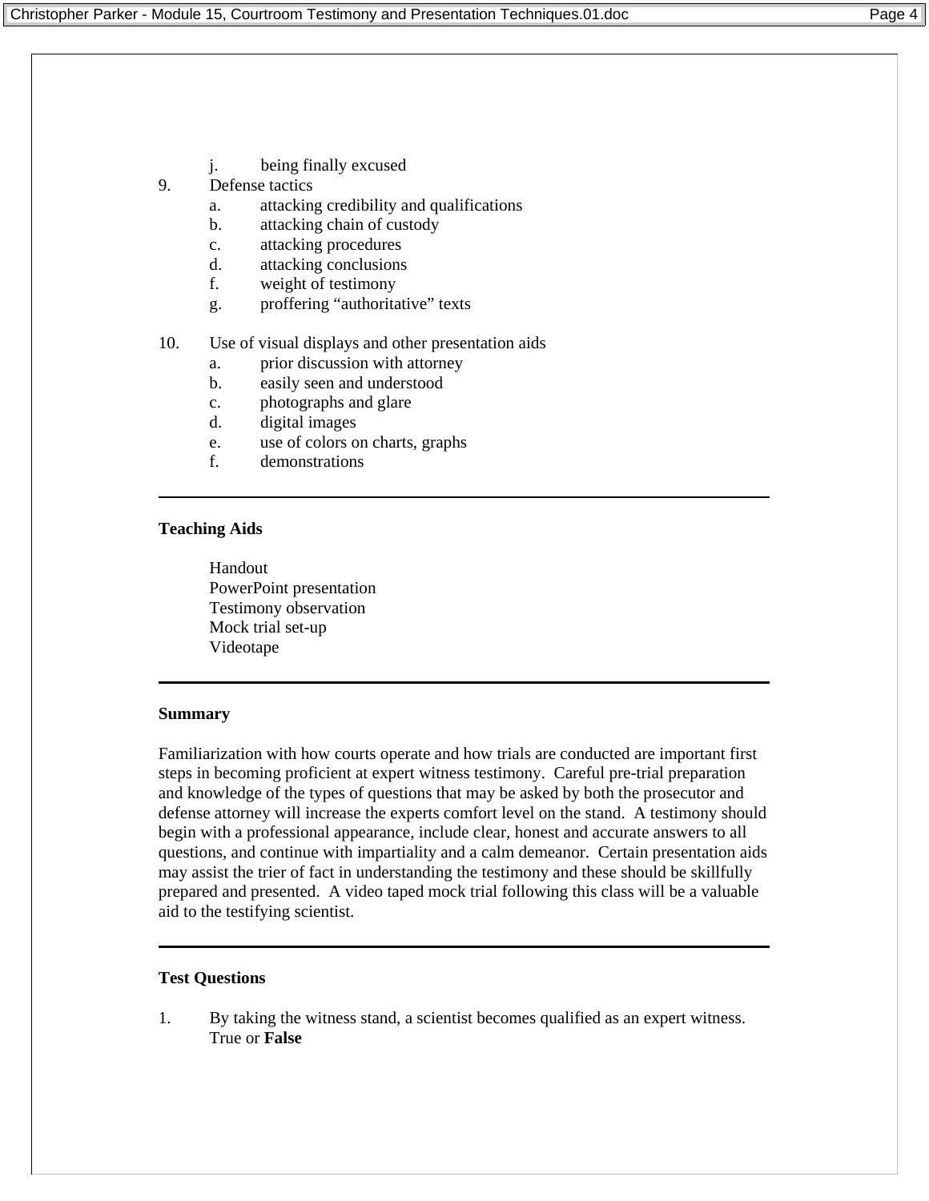j. being finally excused

9. Defense tactics
   a. attacking credibility and qualifications
   b. attacking chain of custody
   c. attacking procedures
   d. attacking conclusions
   f. weight of testimony
   g. proffering "authoritative" texts

10. Use of visual displays and other presentation aids
    a. prior discussion with attorney
    b. easily seen and understood
    c. photographs and glare
    d. digital images
    e. use of colors on charts, graphs
    f. demonstrations

---

**Teaching Aids**

Handout
PowerPoint presentation
Testimony observation
Mock trial set-up
Videotape

---

**Summary**

Familiarization with how courts operate and how trials are conducted are important first steps in becoming proficient at expert witness testimony. Careful pre-trial preparation and knowledge of the types of questions that may be asked by both the prosecutor and defense attorney will increase the experts comfort level on the stand. A testimony should begin with a professional appearance, include clear, honest and accurate answers to all questions, and continue with impartiality and a calm demeanor. Certain presentation aids may assist the trier of fact in understanding the testimony and these should be skillfully prepared and presented. A video taped mock trial following this class will be a valuable aid to the testifying scientist.

---

**Test Questions**

1. By taking the witness stand, a scientist becomes qualified as an expert witness.
   True or **False**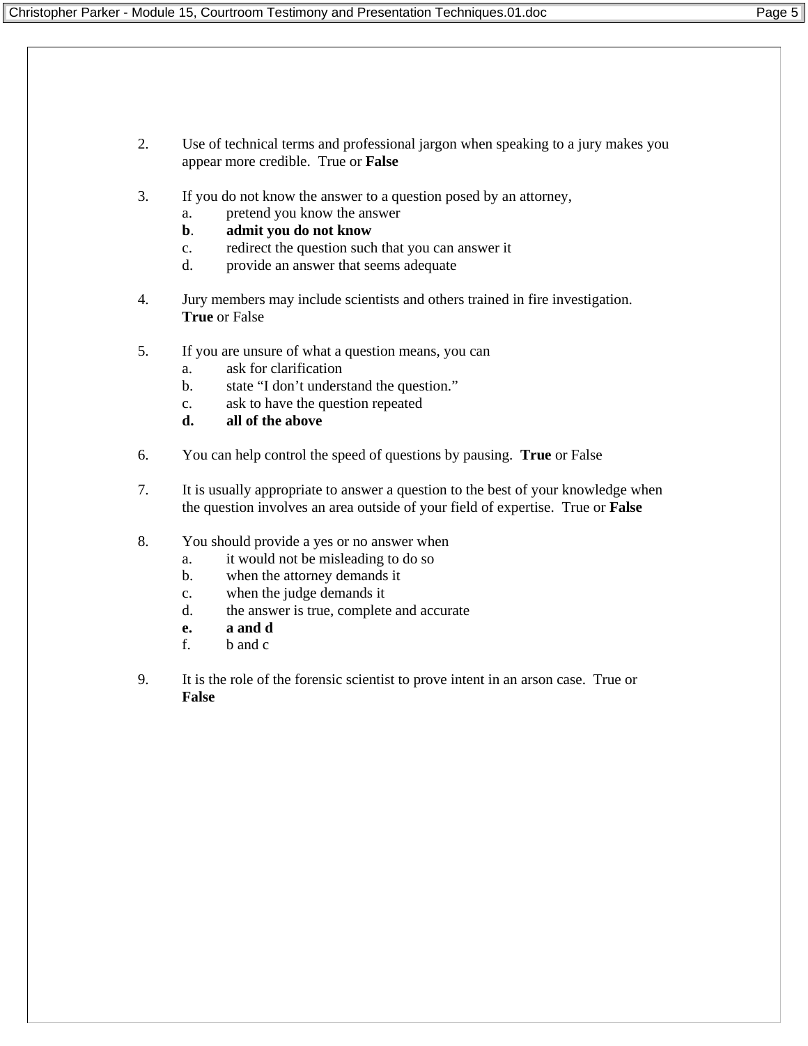2. Use of technical terms and professional jargon when speaking to a jury makes you appear more credible. True or **False**

3. If you do not know the answer to a question posed by an attorney,
   a. pretend you know the answer
   **b**. **admit you do not know**
   c. redirect the question such that you can answer it
   d. provide an answer that seems adequate

4. Jury members may include scientists and others trained in fire investigation. **True** or False

5. If you are unsure of what a question means, you can
   a. ask for clarification
   b. state "I don't understand the question."
   c. ask to have the question repeated
   **d. all of the above**

6. You can help control the speed of questions by pausing. **True** or False

7. It is usually appropriate to answer a question to the best of your knowledge when the question involves an area outside of your field of expertise. True or **False**

8. You should provide a yes or no answer when
   a. it would not be misleading to do so
   b. when the attorney demands it
   c. when the judge demands it
   d. the answer is true, complete and accurate
   **e. a and d**
   f. b and c

9. It is the role of the forensic scientist to prove intent in an arson case. True or **False**